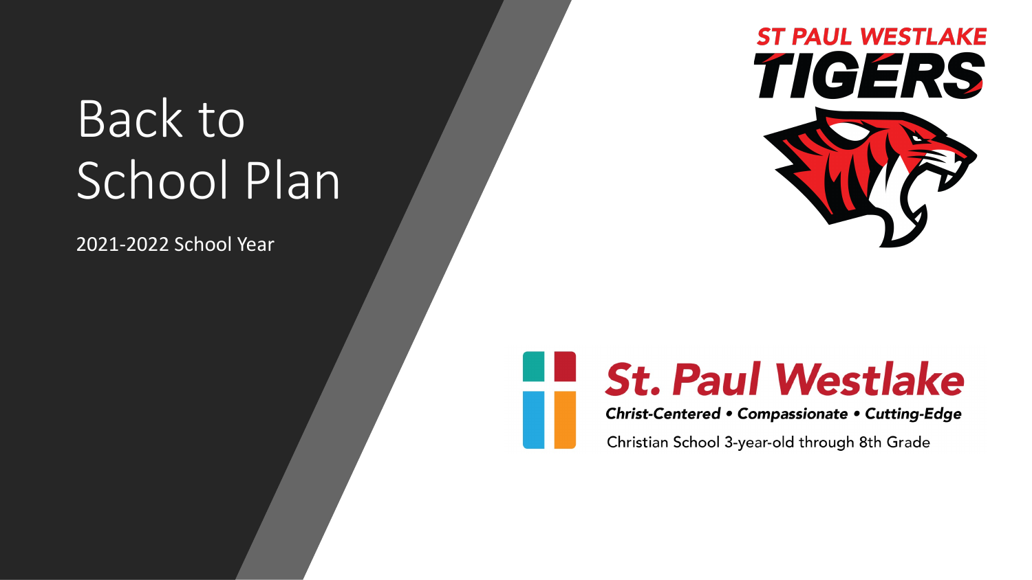# Back to School Plan

2021-2022 School Year

ST PAUL WESTLAKE
TIGERS

St. Paul Westlake

*Christ-Centered • Compassionate • Cutting-Edge*

Christian School 3-year-old through 8th Grade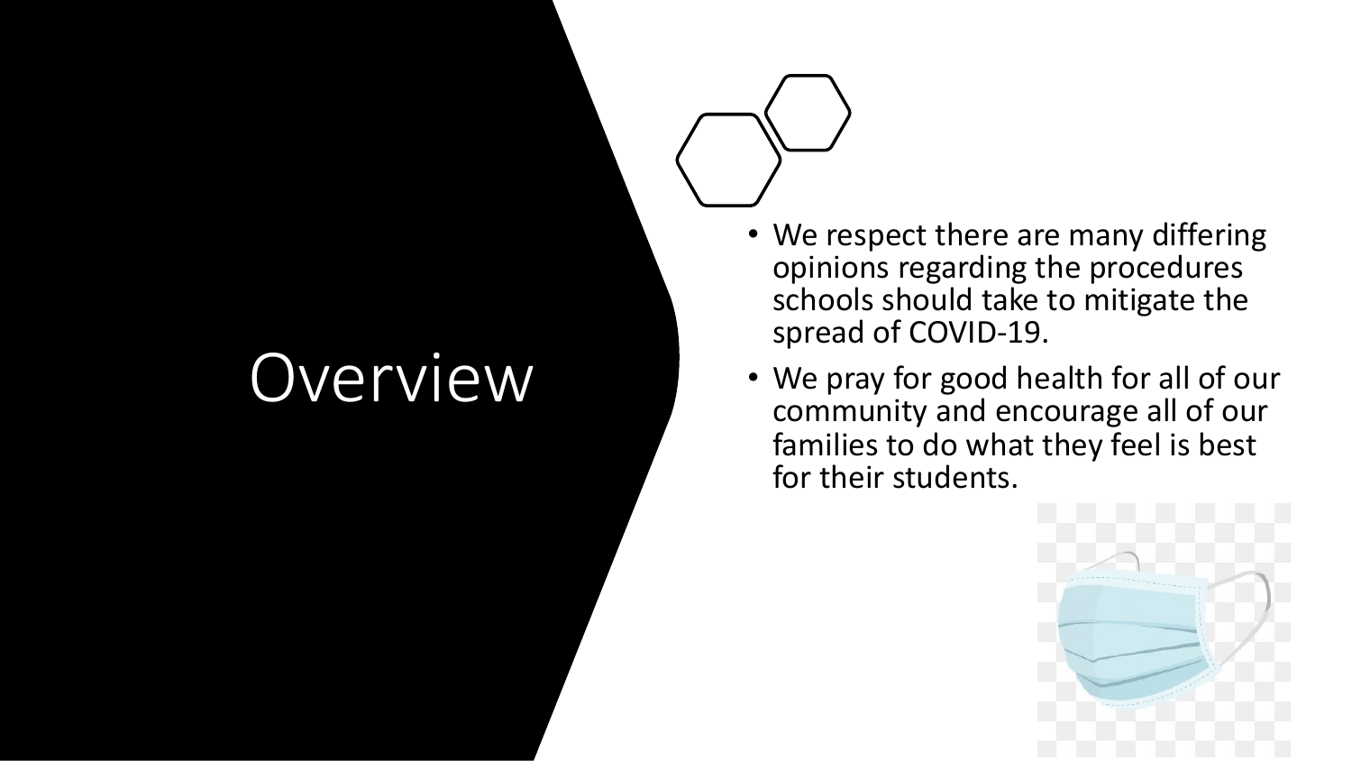# Overview

- We respect there are many differing opinions regarding the procedures schools should take to mitigate the spread of COVID-19.
- We pray for good health for all of our community and encourage all of our families to do what they feel is best for their students.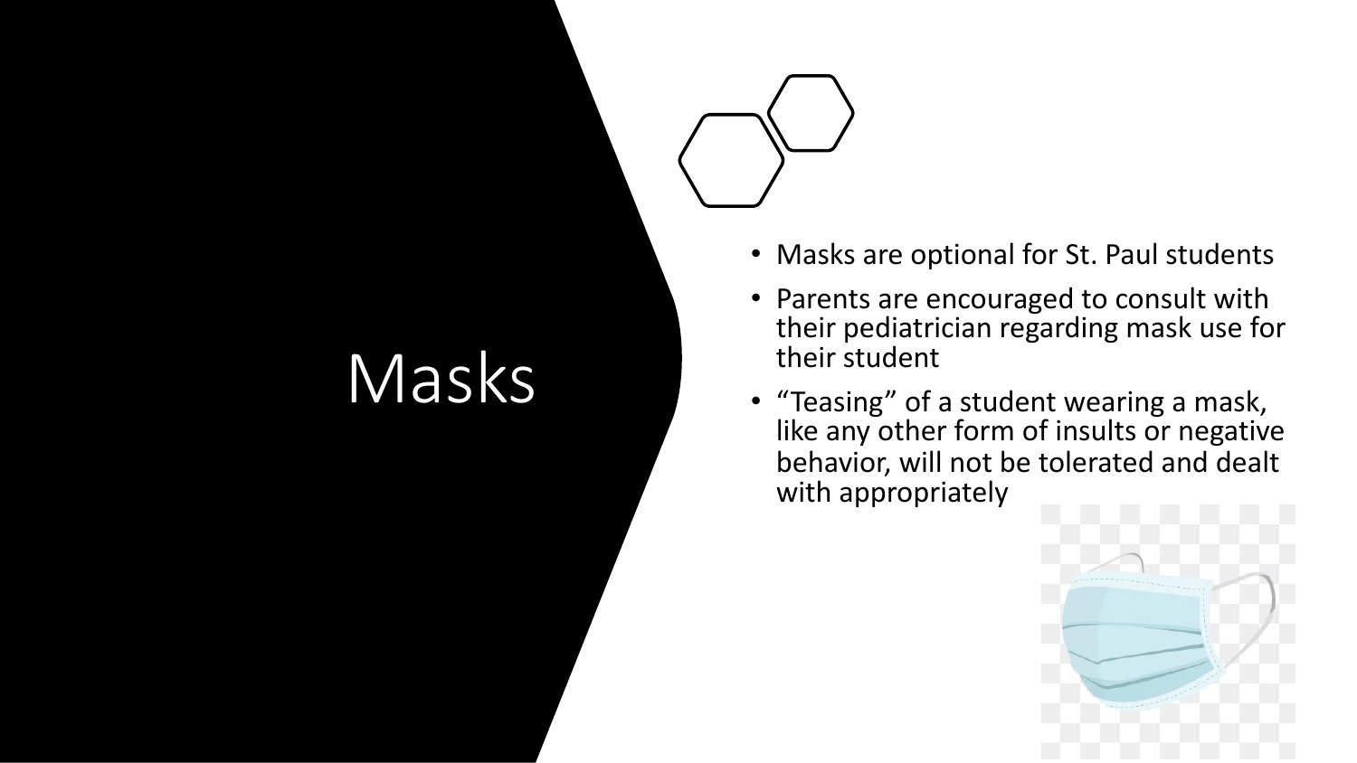# Masks

- Masks are optional for St. Paul students
- Parents are encouraged to consult with their pediatrician regarding mask use for their student
- “Teasing” of a student wearing a mask, like any other form of insults or negative behavior, will not be tolerated and dealt with appropriately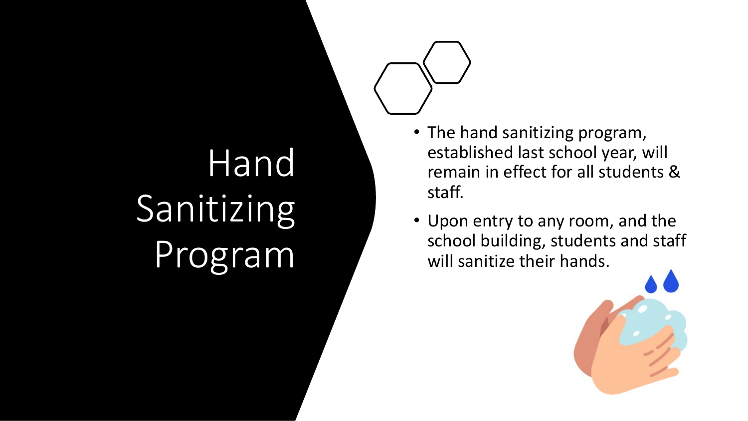# Hand Sanitizing Program

- The hand sanitizing program, established last school year, will remain in effect for all students & staff.
- Upon entry to any room, and the school building, students and staff will sanitize their hands.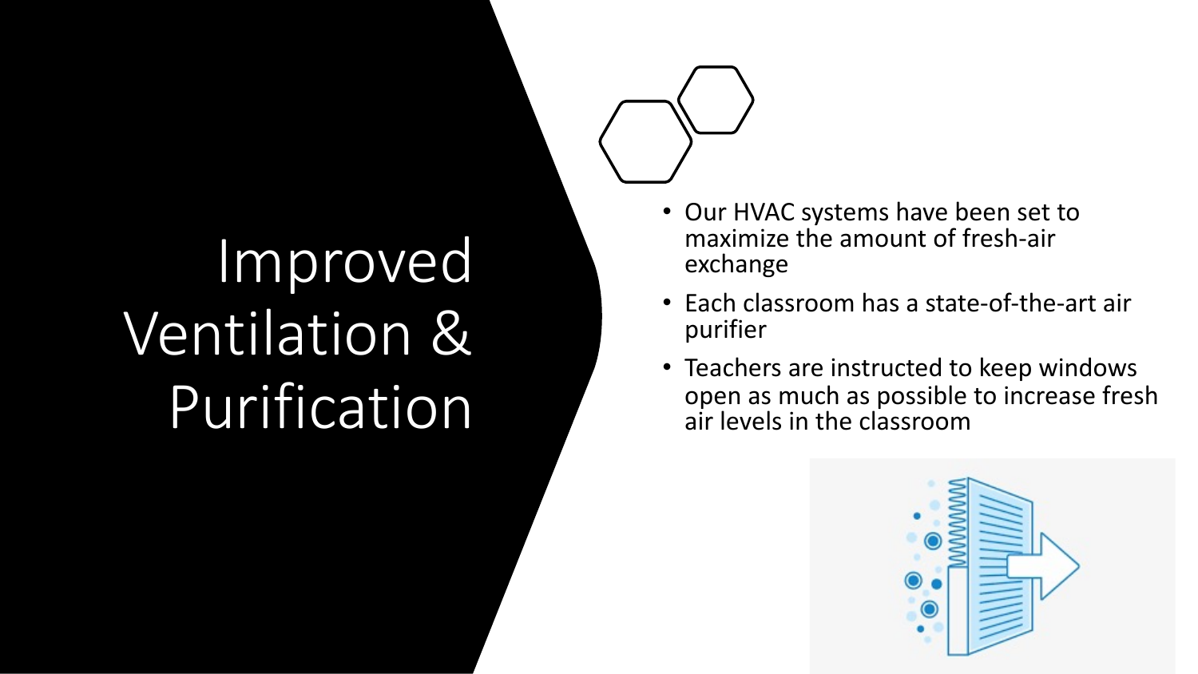# Improved Ventilation & Purification

- Our HVAC systems have been set to maximize the amount of fresh-air exchange
- Each classroom has a state-of-the-art air purifier
- Teachers are instructed to keep windows open as much as possible to increase fresh air levels in the classroom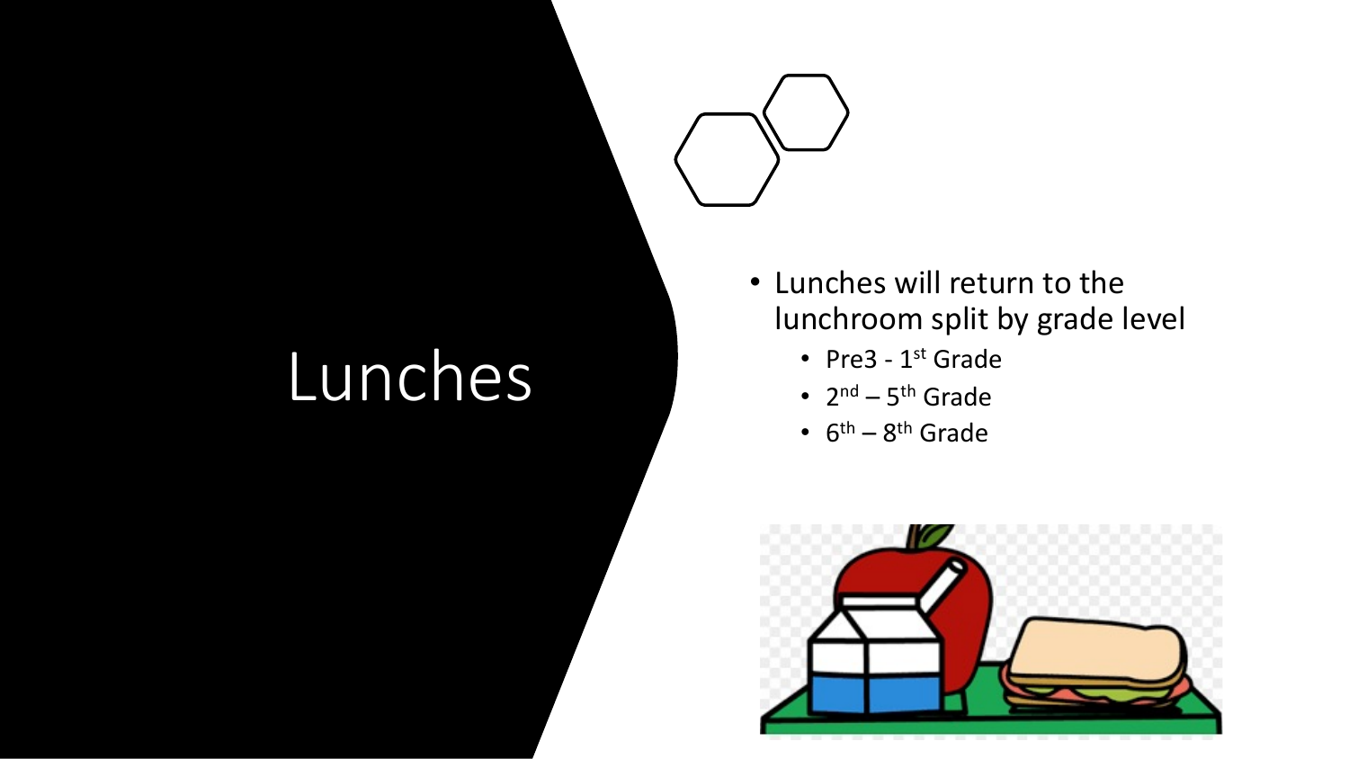# Lunches

- Lunches will return to the lunchroom split by grade level
  - Pre3 - 1st Grade
  - 2nd – 5th Grade
  - 6th – 8th Grade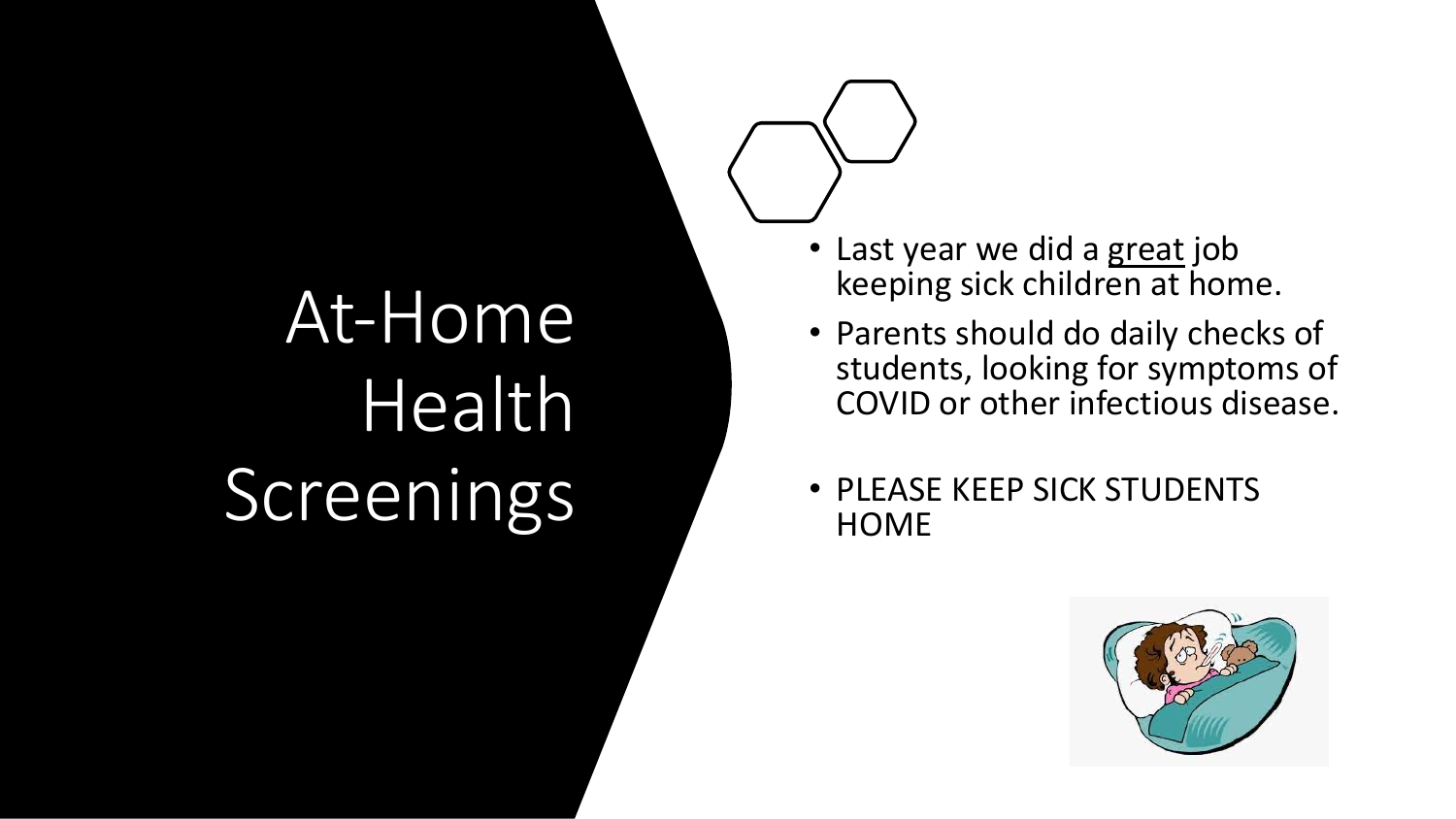# At-Home Health Screenings

- Last year we did a <u>great</u> job keeping sick children at home.
- Parents should do daily checks of students, looking for symptoms of COVID or other infectious disease.
- PLEASE KEEP SICK STUDENTS HOME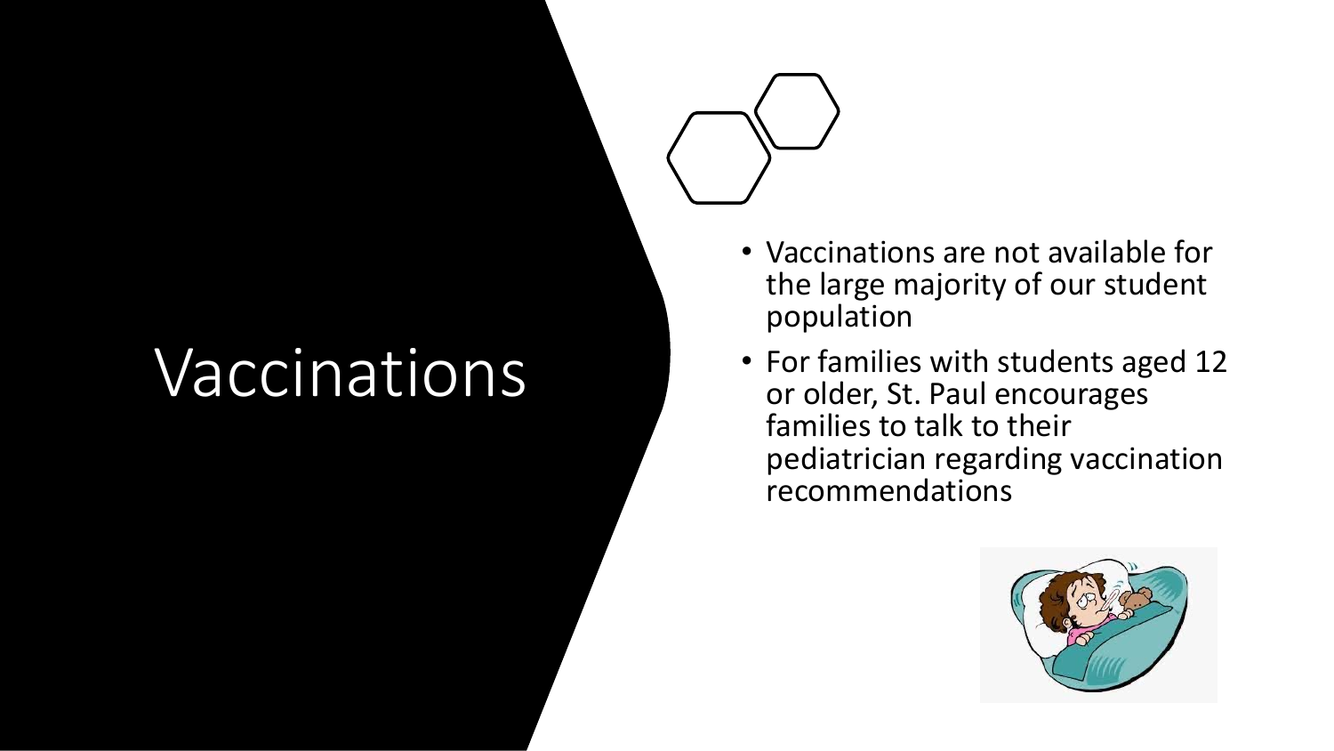# Vaccinations

- Vaccinations are not available for the large majority of our student population
- For families with students aged 12 or older, St. Paul encourages families to talk to their pediatrician regarding vaccination recommendations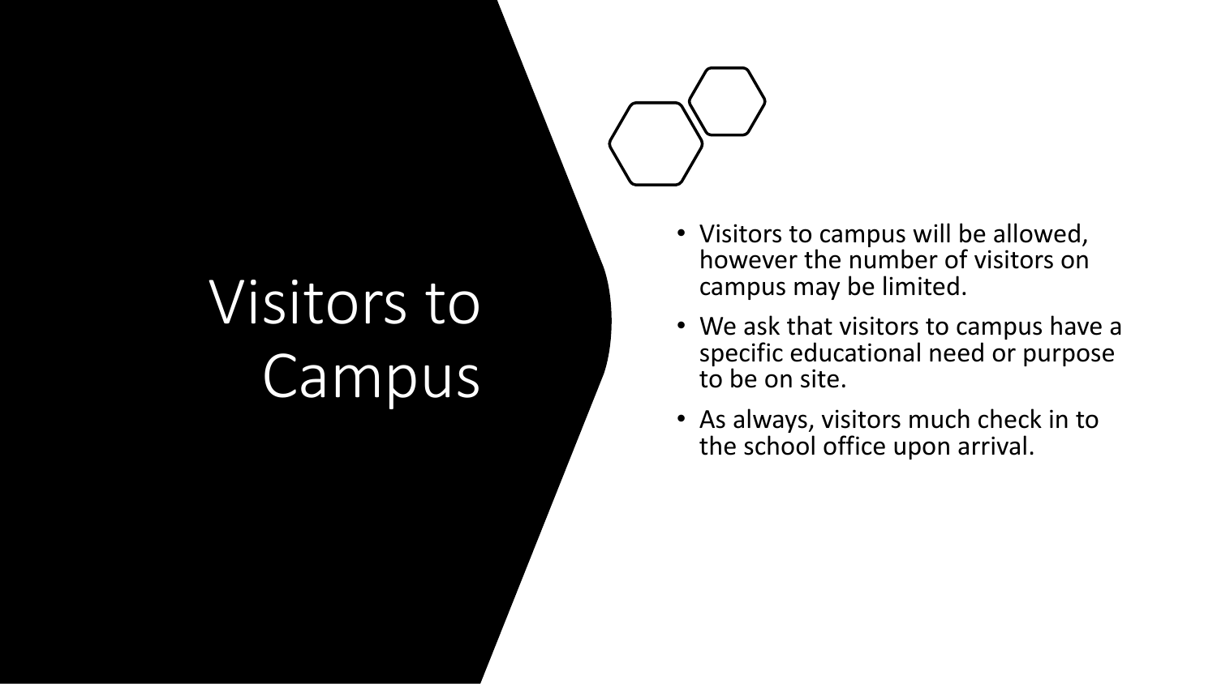# Visitors to Campus

- Visitors to campus will be allowed, however the number of visitors on campus may be limited.
- We ask that visitors to campus have a specific educational need or purpose to be on site.
- As always, visitors much check in to the school office upon arrival.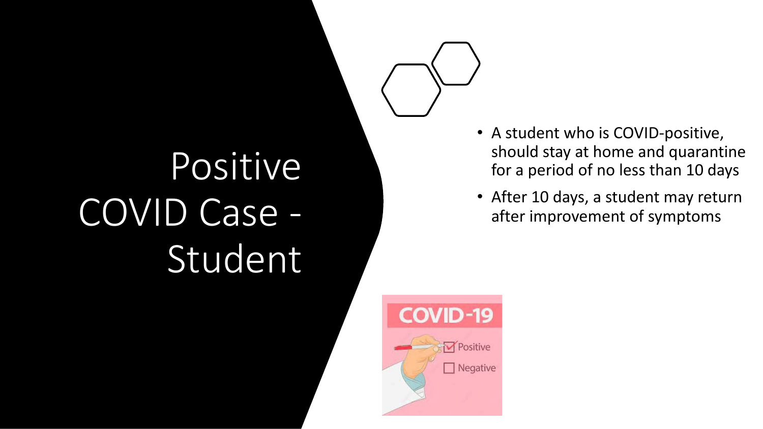# Positive COVID Case - Student

- A student who is COVID-positive, should stay at home and quarantine for a period of no less than 10 days
- After 10 days, a student may return after improvement of symptoms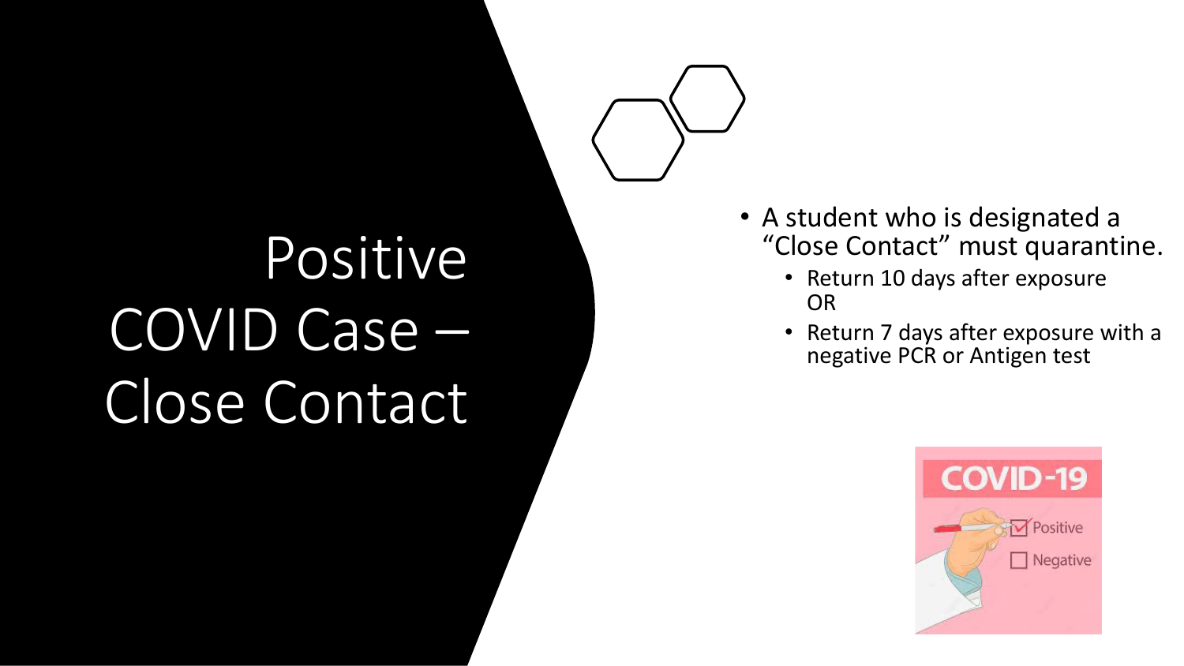# Positive COVID Case – Close Contact

- A student who is designated a "Close Contact" must quarantine.
  - Return 10 days after exposure OR
  - Return 7 days after exposure with a negative PCR or Antigen test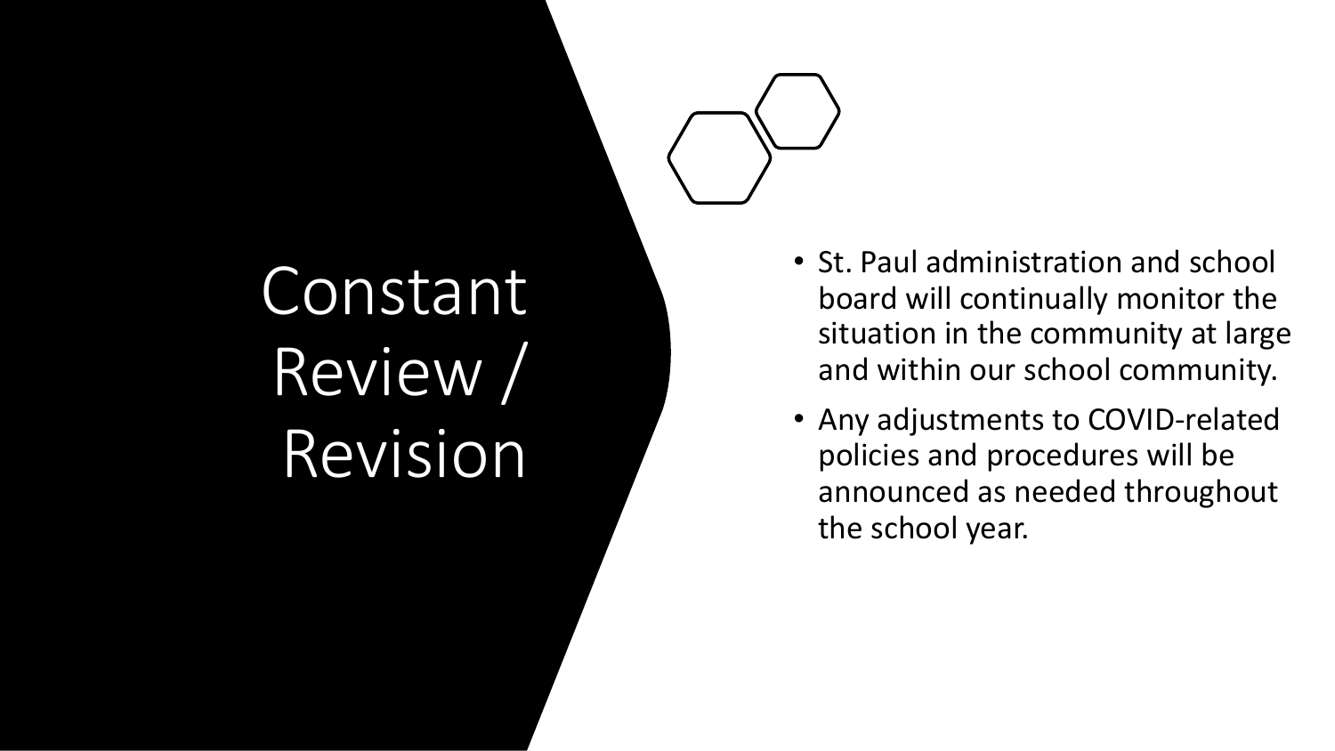# Constant Review / Revision

- St. Paul administration and school board will continually monitor the situation in the community at large and within our school community.
- Any adjustments to COVID-related policies and procedures will be announced as needed throughout the school year.